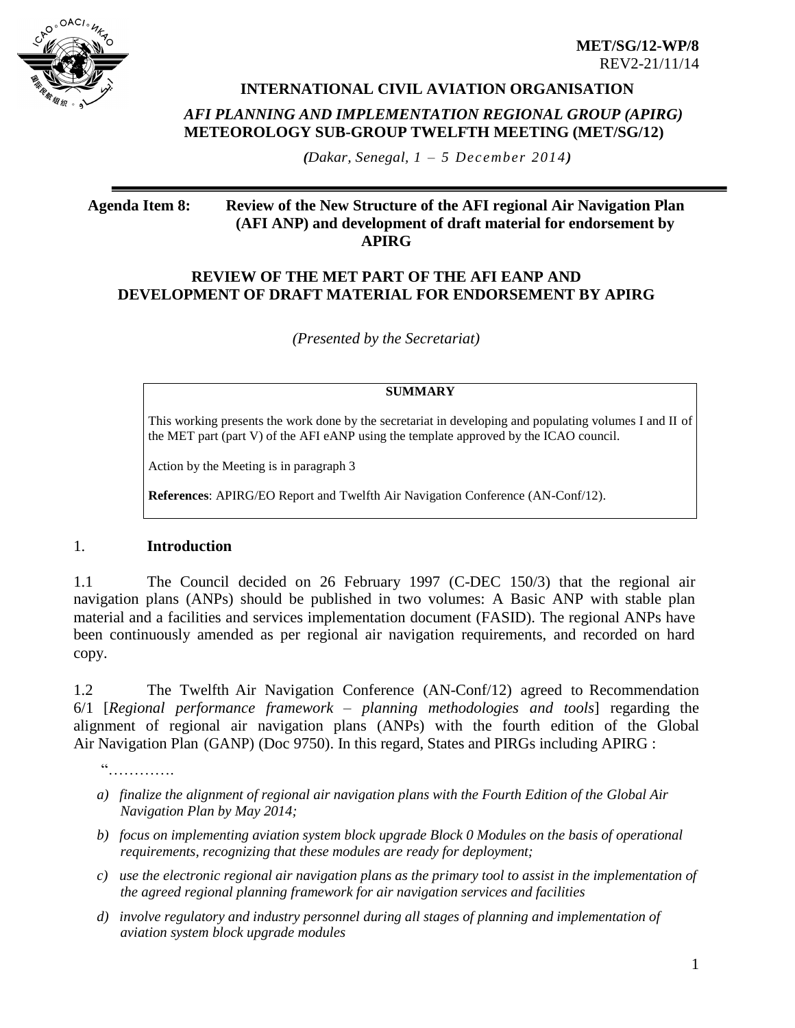**MET/SG/12-WP/8**
REV2-21/11/14

**INTERNATIONAL CIVIL AVIATION ORGANISATION**

***AFI PLANNING AND IMPLEMENTATION REGIONAL GROUP (APIRG)***
**METEOROLOGY SUB-GROUP TWELFTH MEETING (MET/SG/12)**

***(****Dakar, Senegal, 1 – 5 December 2014****)***

---

**Agenda Item 8: Review of the New Structure of the AFI regional Air Navigation Plan (AFI ANP) and development of draft material for endorsement by APIRG**

**REVIEW OF THE MET PART OF THE AFI EANP AND DEVELOPMENT OF DRAFT MATERIAL FOR ENDORSEMENT BY APIRG**

*(Presented by the Secretariat)*

| **SUMMARY** |
|---|
| This working presents the work done by the secretariat in developing and populating volumes I and II of the MET part (part V) of the AFI eANP using the template approved by the ICAO council.<br><br>Action by the Meeting is in paragraph 3<br><br>**References**: APIRG/EO Report and Twelfth Air Navigation Conference (AN-Conf/12). |

## 1. **Introduction**

1.1 The Council decided on 26 February 1997 (C-DEC 150/3) that the regional air navigation plans (ANPs) should be published in two volumes: A Basic ANP with stable plan material and a facilities and services implementation document (FASID). The regional ANPs have been continuously amended as per regional air navigation requirements, and recorded on hard copy.

1.2 The Twelfth Air Navigation Conference (AN-Conf/12) agreed to Recommendation 6/1 [*Regional performance framework – planning methodologies and tools*] regarding the alignment of regional air navigation plans (ANPs) with the fourth edition of the Global Air Navigation Plan (GANP) (Doc 9750). In this regard, States and PIRGs including APIRG :

"………….

*a) finalize the alignment of regional air navigation plans with the Fourth Edition of the Global Air Navigation Plan by May 2014;*

*b) focus on implementing aviation system block upgrade Block 0 Modules on the basis of operational requirements, recognizing that these modules are ready for deployment;*

*c) use the electronic regional air navigation plans as the primary tool to assist in the implementation of the agreed regional planning framework for air navigation services and facilities*

*d) involve regulatory and industry personnel during all stages of planning and implementation of aviation system block upgrade modules*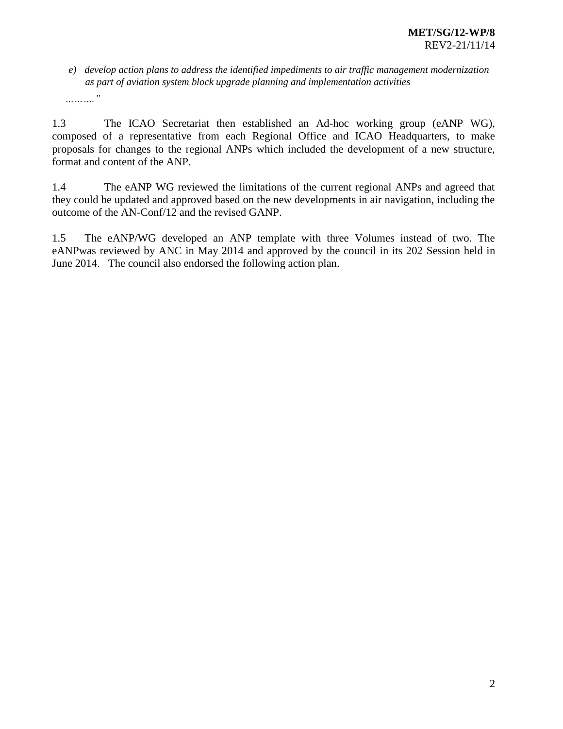*e) develop action plans to address the identified impediments to air traffic management modernization as part of aviation system block upgrade planning and implementation activities*

*……….”*

1.3 The ICAO Secretariat then established an Ad-hoc working group (eANP WG), composed of a representative from each Regional Office and ICAO Headquarters, to make proposals for changes to the regional ANPs which included the development of a new structure, format and content of the ANP.

1.4 The eANP WG reviewed the limitations of the current regional ANPs and agreed that they could be updated and approved based on the new developments in air navigation, including the outcome of the AN-Conf/12 and the revised GANP.

1.5 The eANP/WG developed an ANP template with three Volumes instead of two. The eANPwas reviewed by ANC in May 2014 and approved by the council in its 202 Session held in June 2014. The council also endorsed the following action plan.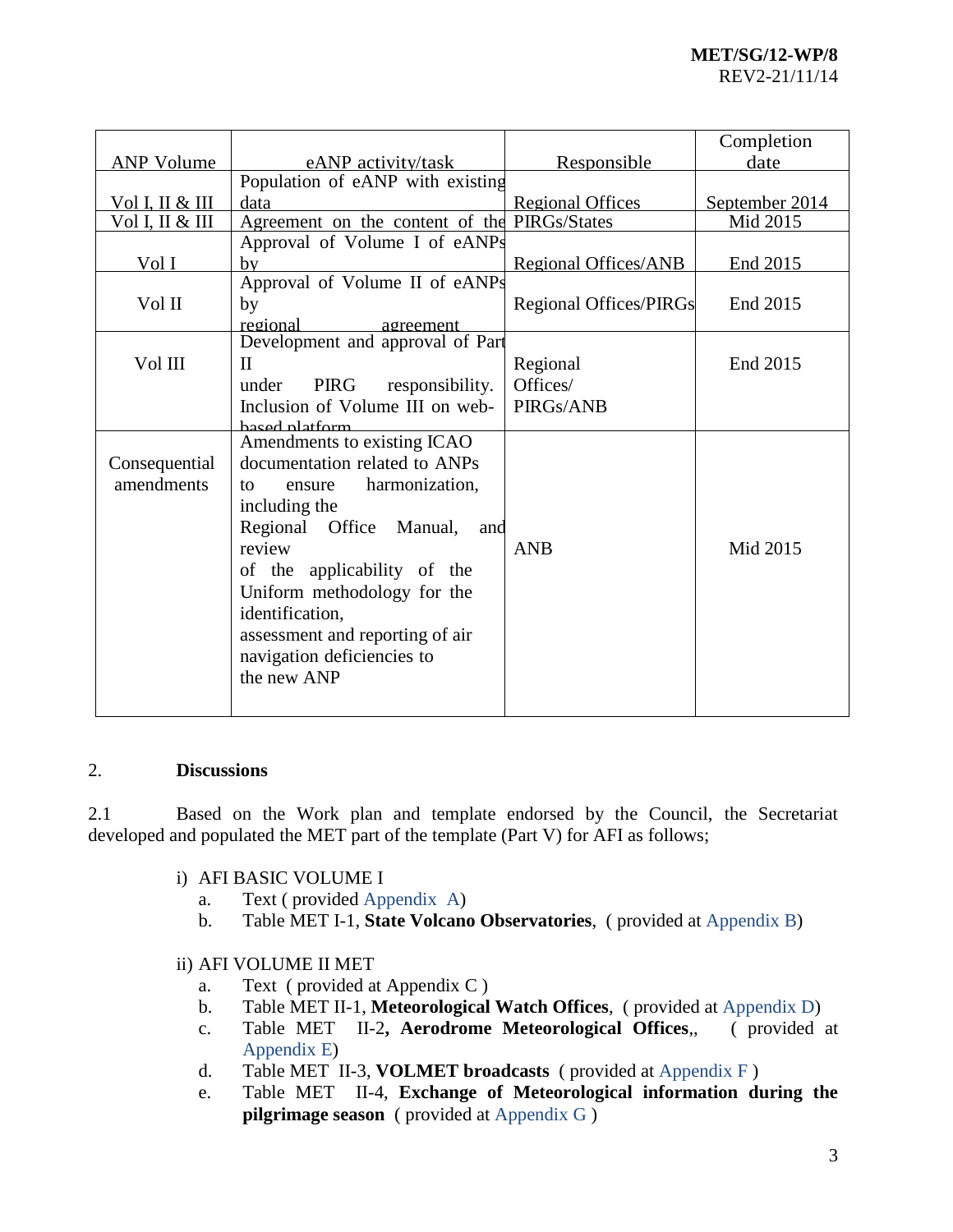| ANP Volume | eANP activity/task | Responsible | Completion date |
|---|---|---|---|
| Vol I, II & III | Population of eANP with existing data | Regional Offices | September 2014 |
| Vol I, II & III | Agreement on the content of the | PIRGs/States | Mid 2015 |
| Vol I | Approval of Volume I of eANPs by | Regional Offices/ANB | End 2015 |
| Vol II | Approval of Volume II of eANPs by regional agreement | Regional Offices/PIRGs | End 2015 |
| Vol III | Development and approval of Part II under PIRG responsibility. Inclusion of Volume III on web-based platform | Regional Offices/ PIRGs/ANB | End 2015 |
| Consequential amendments | Amendments to existing ICAO documentation related to ANPs to ensure harmonization, including the Regional Office Manual, and review of the applicability of the Uniform methodology for the identification, assessment and reporting of air navigation deficiencies to the new ANP | ANB | Mid 2015 |

2. **Discussions**

2.1 Based on the Work plan and template endorsed by the Council, the Secretariat developed and populated the MET part of the template (Part V) for AFI as follows;

i) AFI BASIC VOLUME I
   a. Text ( provided Appendix A)
   b. Table MET I-1, **State Volcano Observatories**, ( provided at Appendix B)

ii) AFI VOLUME II MET
   a. Text ( provided at Appendix C )
   b. Table MET II-1, **Meteorological Watch Offices**, ( provided at Appendix D)
   c. Table MET II-2**, Aerodrome Meteorological Offices**,, ( provided at Appendix E)
   d. Table MET II-3, **VOLMET broadcasts** ( provided at Appendix F )
   e. Table MET II-4, **Exchange of Meteorological information during the pilgrimage season** ( provided at Appendix G )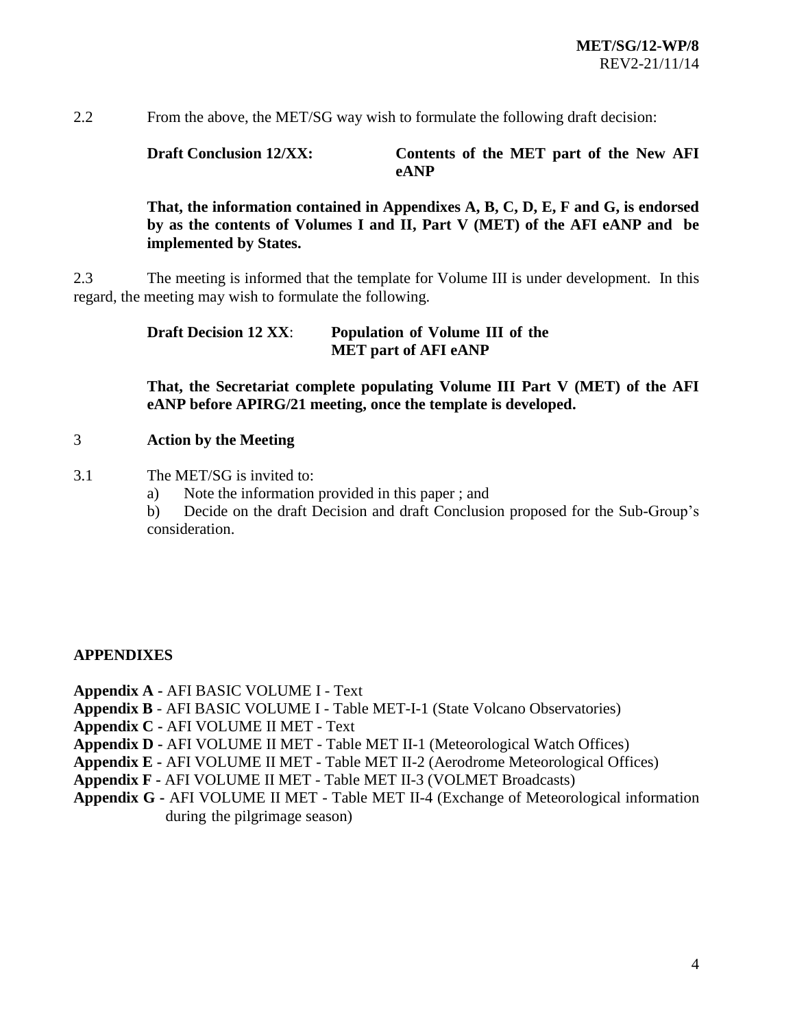2.2 From the above, the MET/SG way wish to formulate the following draft decision:

**Draft Conclusion 12/XX: Contents of the MET part of the New AFI eANP**

**That, the information contained in Appendixes A, B, C, D, E, F and G, is endorsed by as the contents of Volumes I and II, Part V (MET) of the AFI eANP and be implemented by States.**

2.3 The meeting is informed that the template for Volume III is under development. In this regard, the meeting may wish to formulate the following.

**Draft Decision 12 XX**: **Population of Volume III of the MET part of AFI eANP**

**That, the Secretariat complete populating Volume III Part V (MET) of the AFI eANP before APIRG/21 meeting, once the template is developed.**

## 3 Action by the Meeting

3.1 The MET/SG is invited to:

a) Note the information provided in this paper ; and

b) Decide on the draft Decision and draft Conclusion proposed for the Sub-Group's consideration.

**APPENDIXES**

**Appendix A -** AFI BASIC VOLUME I - Text
**Appendix B** - AFI BASIC VOLUME I - Table MET-I-1 (State Volcano Observatories)
**Appendix C -** AFI VOLUME II MET - Text
**Appendix D -** AFI VOLUME II MET - Table MET II-1 (Meteorological Watch Offices)
**Appendix E -** AFI VOLUME II MET - Table MET II-2 (Aerodrome Meteorological Offices)
**Appendix F -** AFI VOLUME II MET - Table MET II-3 (VOLMET Broadcasts)
**Appendix G -** AFI VOLUME II MET - Table MET II-4 (Exchange of Meteorological information during the pilgrimage season)